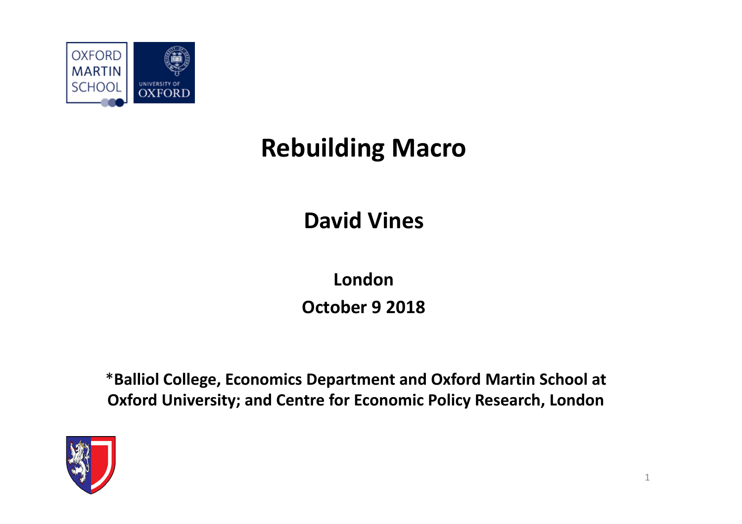# Rebuilding Macro

**David Vines**

**London**

**October 9 2018**

***Balliol College, Economics Department and Oxford Martin School at Oxford University; and Centre for Economic Policy Research, London**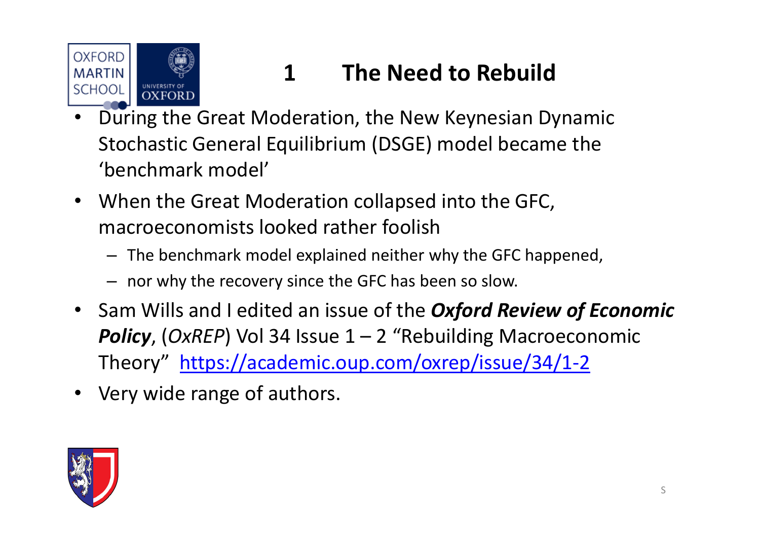# 1 The Need to Rebuild

- During the Great Moderation, the New Keynesian Dynamic Stochastic General Equilibrium (DSGE) model became the 'benchmark model'
- When the Great Moderation collapsed into the GFC, macroeconomists looked rather foolish
  - The benchmark model explained neither why the GFC happened,
  - nor why the recovery since the GFC has been so slow.
- Sam Wills and I edited an issue of the ***Oxford Review of Economic Policy***, (*OxREP*) Vol 34 Issue 1 – 2 "Rebuilding Macroeconomic Theory" https://academic.oup.com/oxrep/issue/34/1-2
- Very wide range of authors.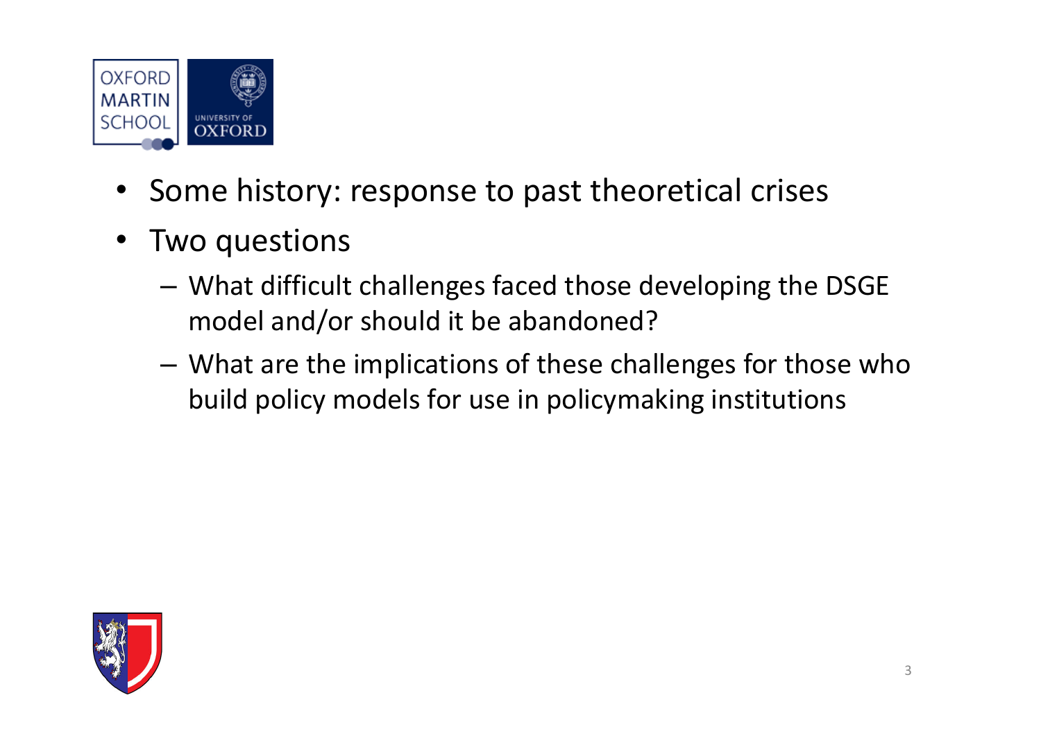- Some history: response to past theoretical crises
- Two questions
  - What difficult challenges faced those developing the DSGE model and/or should it be abandoned?
  - What are the implications of these challenges for those who build policy models for use in policymaking institutions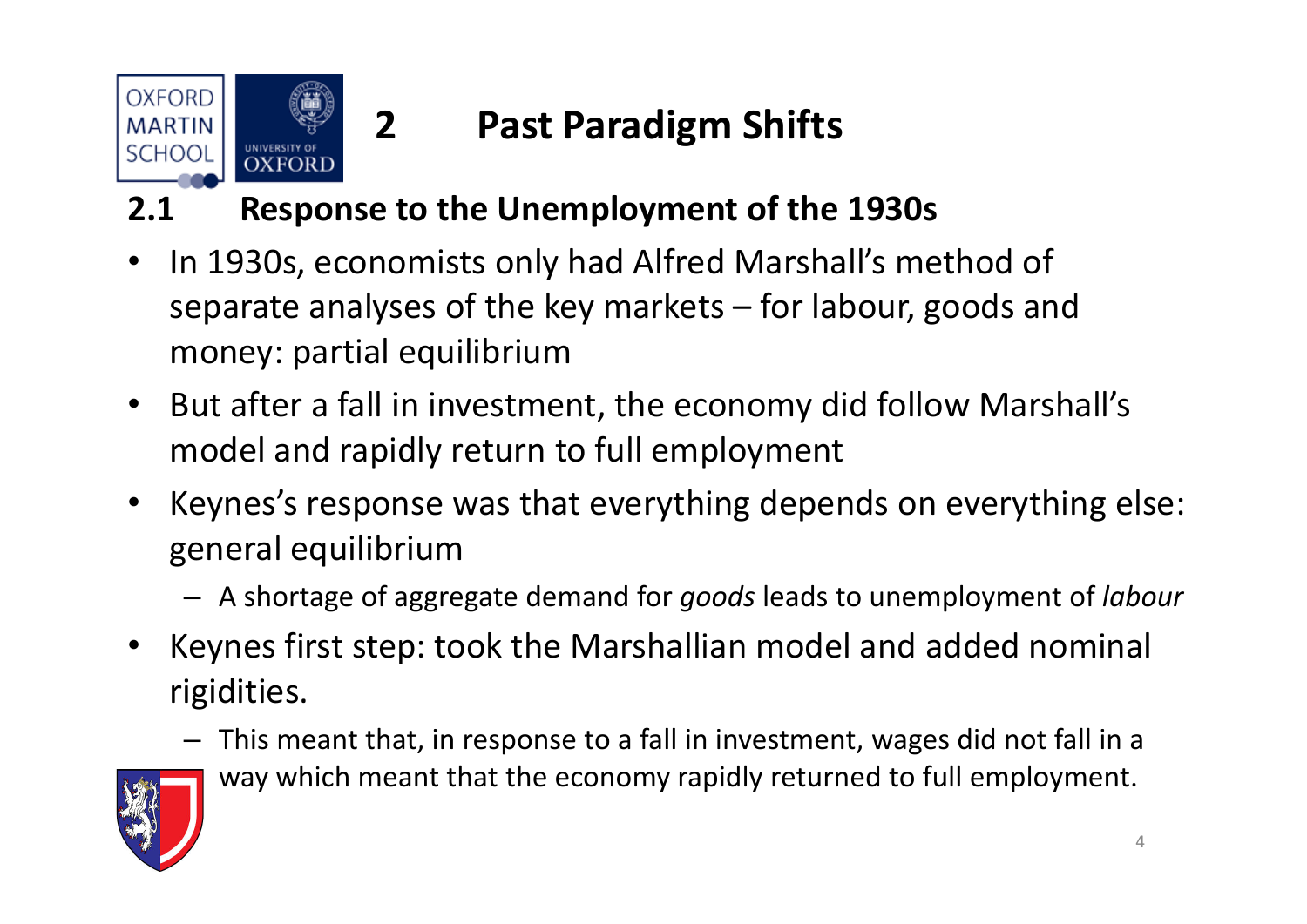# 2 Past Paradigm Shifts

## 2.1 Response to the Unemployment of the 1930s

- In 1930s, economists only had Alfred Marshall's method of separate analyses of the key markets – for labour, goods and money: partial equilibrium
- But after a fall in investment, the economy did follow Marshall's model and rapidly return to full employment
- Keynes's response was that everything depends on everything else: general equilibrium
  - A shortage of aggregate demand for *goods* leads to unemployment of *labour*
- Keynes first step: took the Marshallian model and added nominal rigidities.
  - This meant that, in response to a fall in investment, wages did not fall in a way which meant that the economy rapidly returned to full employment.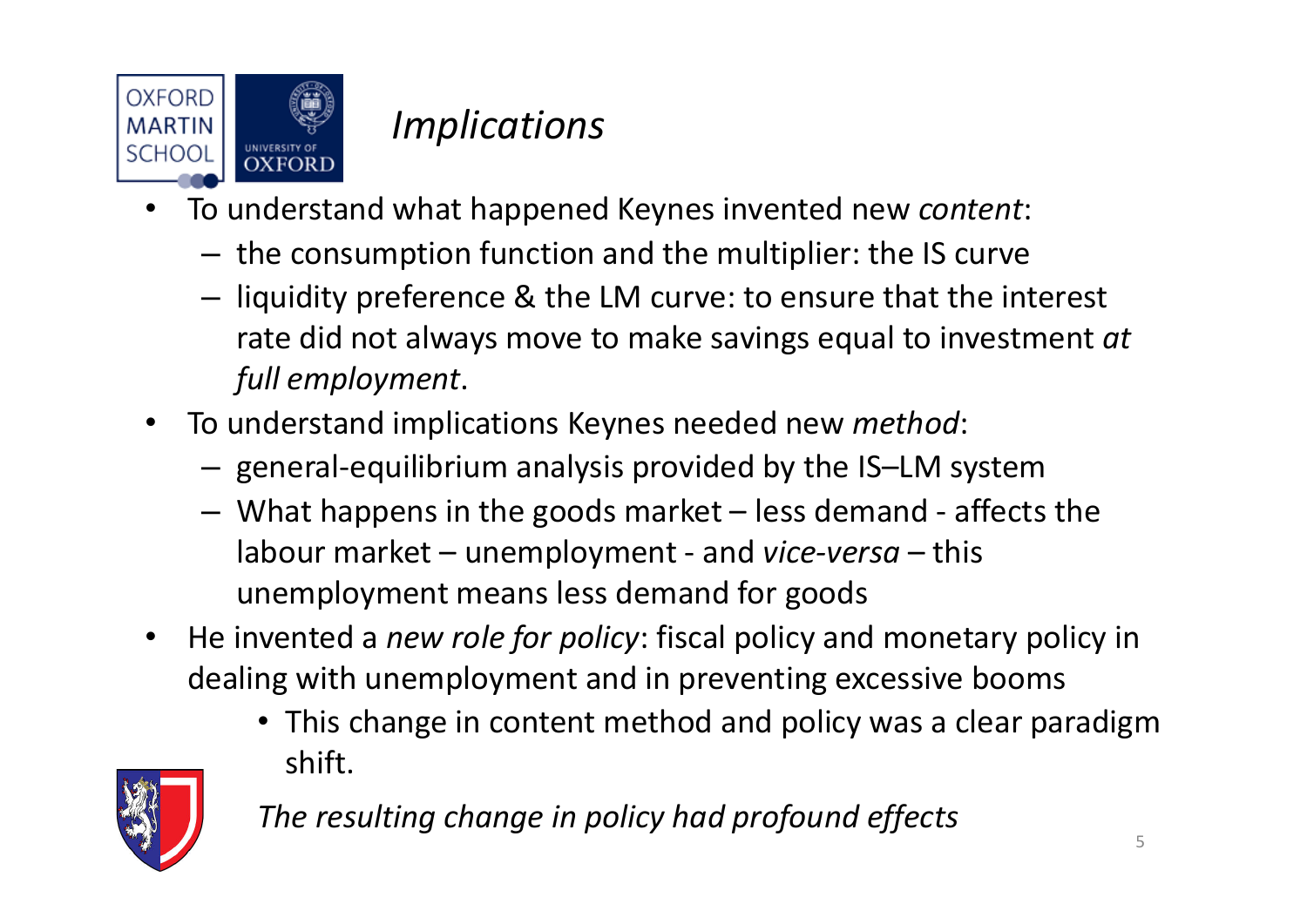# *Implications*

- To understand what happened Keynes invented new *content*:
  - the consumption function and the multiplier: the IS curve
  - liquidity preference & the LM curve: to ensure that the interest rate did not always move to make savings equal to investment *at full employment*.
- To understand implications Keynes needed new *method*:
  - general-equilibrium analysis provided by the IS–LM system
  - What happens in the goods market – less demand - affects the labour market – unemployment - and *vice-versa* – this unemployment means less demand for goods
- He invented a *new role for policy*: fiscal policy and monetary policy in dealing with unemployment and in preventing excessive booms
  - This change in content method and policy was a clear paradigm shift.

*The resulting change in policy had profound effects*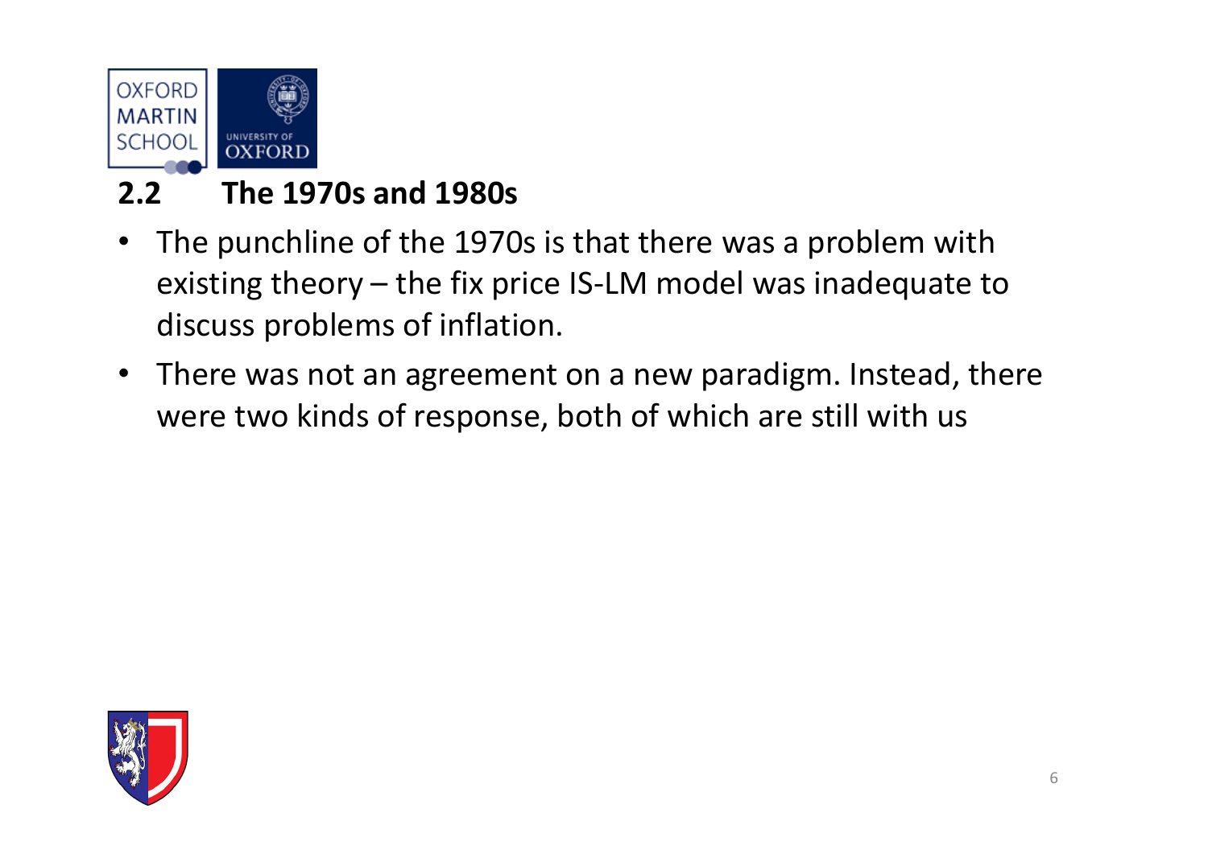## 2.2 The 1970s and 1980s

- The punchline of the 1970s is that there was a problem with existing theory – the fix price IS-LM model was inadequate to discuss problems of inflation.
- There was not an agreement on a new paradigm. Instead, there were two kinds of response, both of which are still with us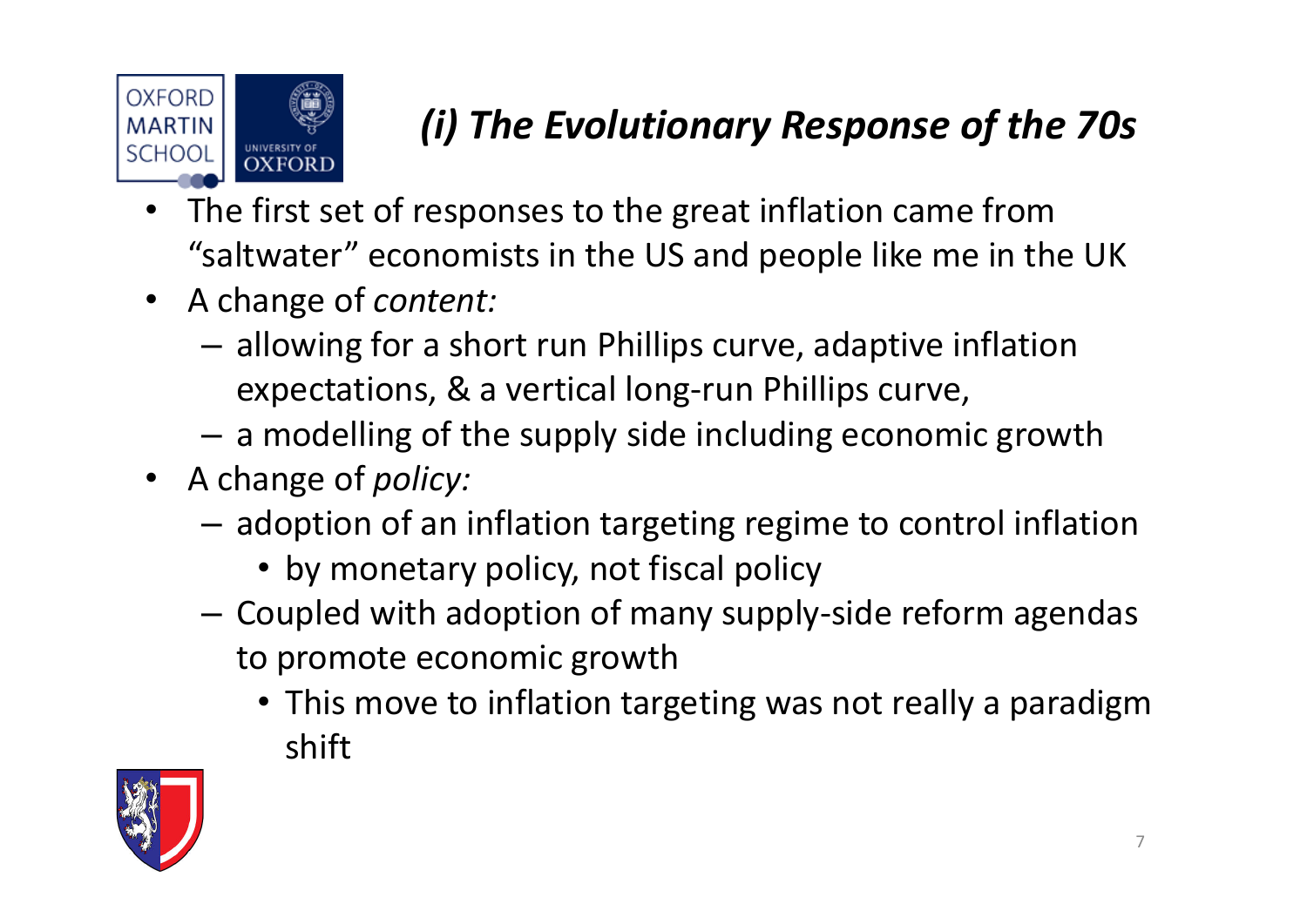# *(i) The Evolutionary Response of the 70s*

- The first set of responses to the great inflation came from "saltwater" economists in the US and people like me in the UK
- A change of *content:*
  - allowing for a short run Phillips curve, adaptive inflation expectations, & a vertical long-run Phillips curve,
  - a modelling of the supply side including economic growth
- A change of *policy:*
  - adoption of an inflation targeting regime to control inflation
    - by monetary policy, not fiscal policy
  - Coupled with adoption of many supply-side reform agendas to promote economic growth
    - This move to inflation targeting was not really a paradigm shift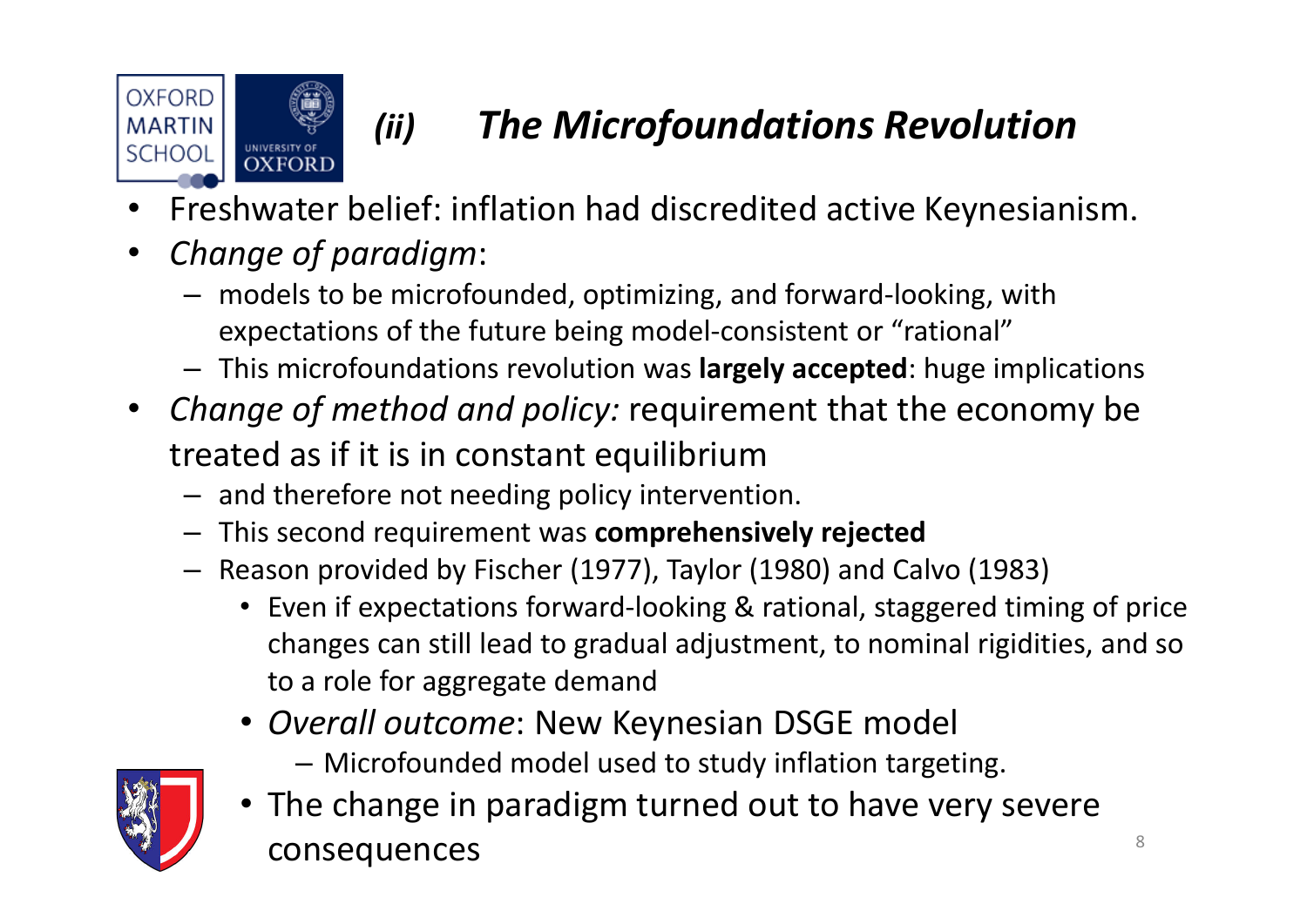# *(ii) The Microfoundations Revolution*

- Freshwater belief: inflation had discredited active Keynesianism.
- *Change of paradigm*:
  - models to be microfounded, optimizing, and forward-looking, with expectations of the future being model-consistent or "rational"
  - This microfoundations revolution was **largely accepted**: huge implications
- *Change of method and policy:* requirement that the economy be treated as if it is in constant equilibrium
  - and therefore not needing policy intervention.
  - This second requirement was **comprehensively rejected**
  - Reason provided by Fischer (1977), Taylor (1980) and Calvo (1983)
    - Even if expectations forward-looking & rational, staggered timing of price changes can still lead to gradual adjustment, to nominal rigidities, and so to a role for aggregate demand
    - *Overall outcome*: New Keynesian DSGE model
      - Microfounded model used to study inflation targeting.
    - The change in paradigm turned out to have very severe consequences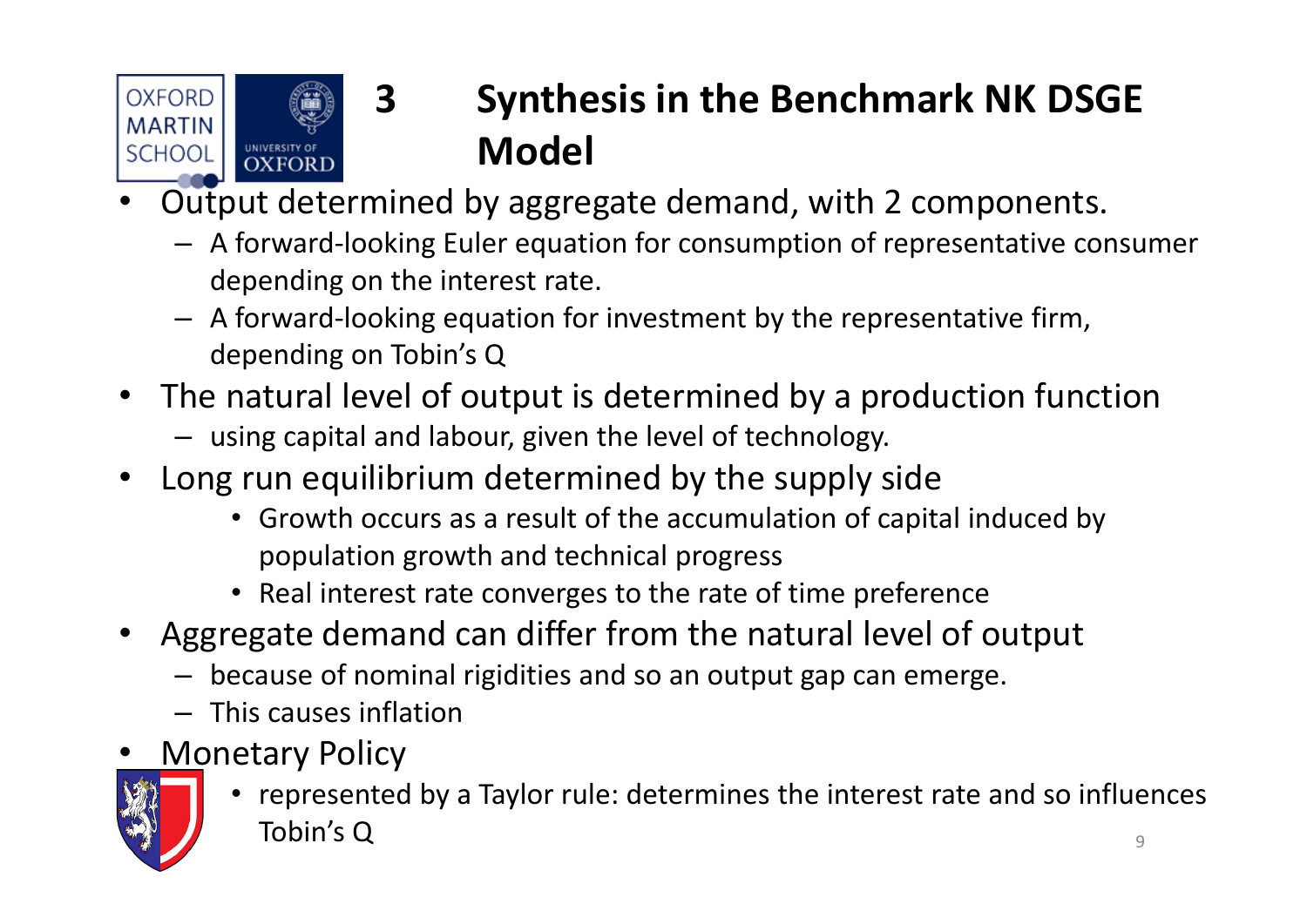# 3 Synthesis in the Benchmark NK DSGE Model

- Output determined by aggregate demand, with 2 components.
  - A forward-looking Euler equation for consumption of representative consumer depending on the interest rate.
  - A forward-looking equation for investment by the representative firm, depending on Tobin's Q
- The natural level of output is determined by a production function
  - using capital and labour, given the level of technology.
- Long run equilibrium determined by the supply side
  - Growth occurs as a result of the accumulation of capital induced by population growth and technical progress
  - Real interest rate converges to the rate of time preference
- Aggregate demand can differ from the natural level of output
  - because of nominal rigidities and so an output gap can emerge.
  - This causes inflation
- Monetary Policy
  - represented by a Taylor rule: determines the interest rate and so influences Tobin's Q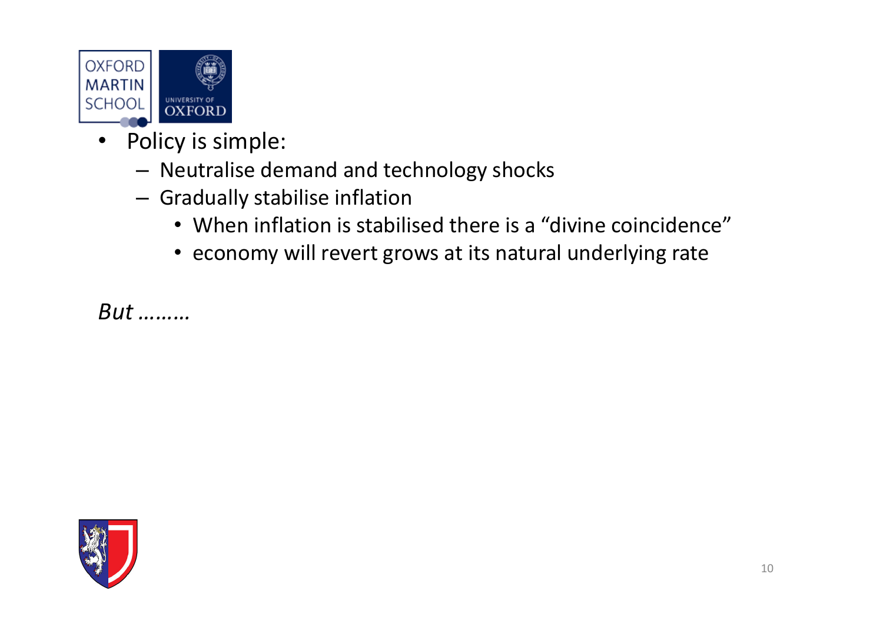- Policy is simple:
  - Neutralise demand and technology shocks
  - Gradually stabilise inflation
    - When inflation is stabilised there is a “divine coincidence”
    - economy will revert grows at its natural underlying rate

*But ………*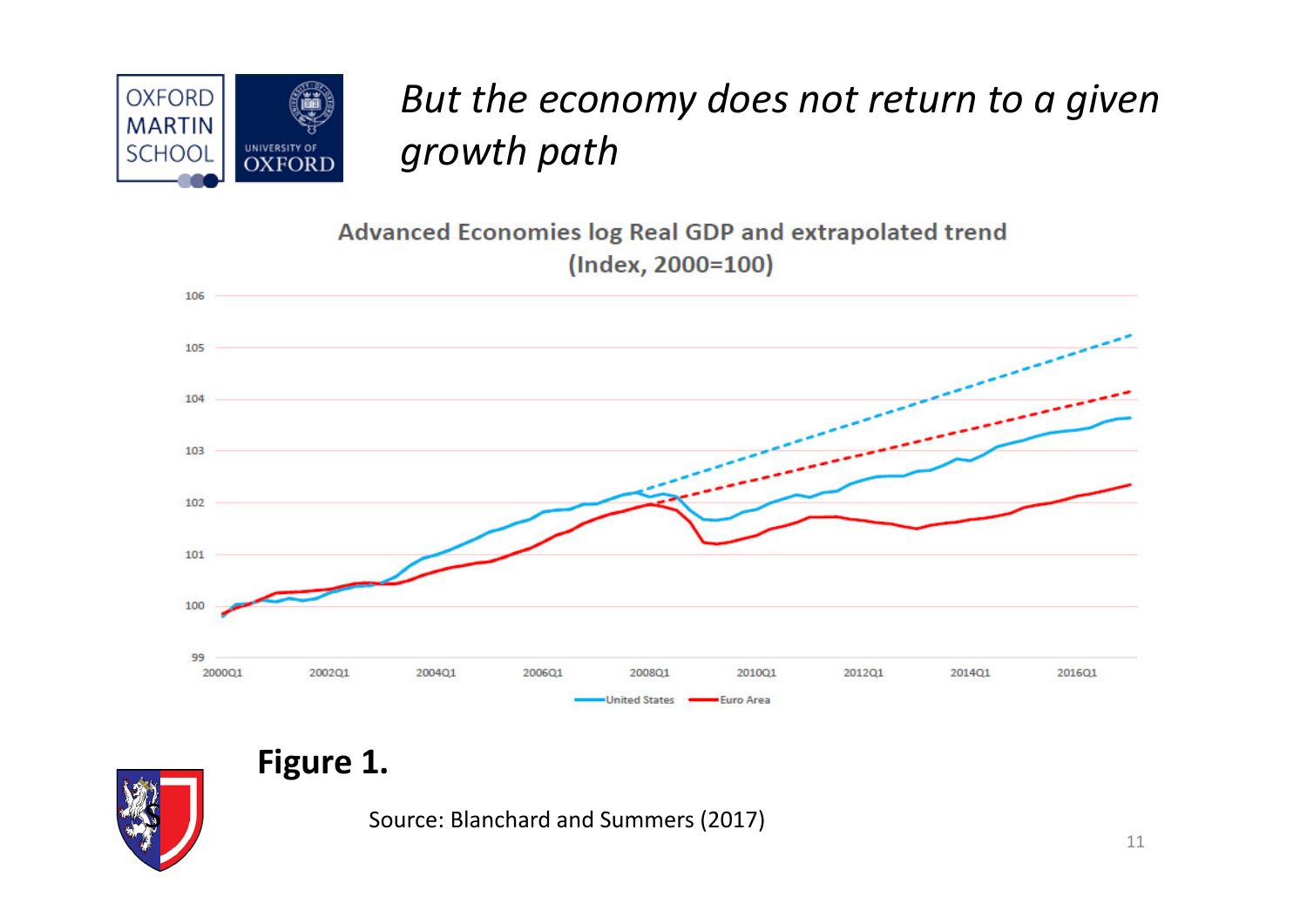# *But the economy does not return to a given growth path*

**Advanced Economies log Real GDP and extrapolated trend (Index, 2000=100)**

**Figure 1.**

Source: Blanchard and Summers (2017)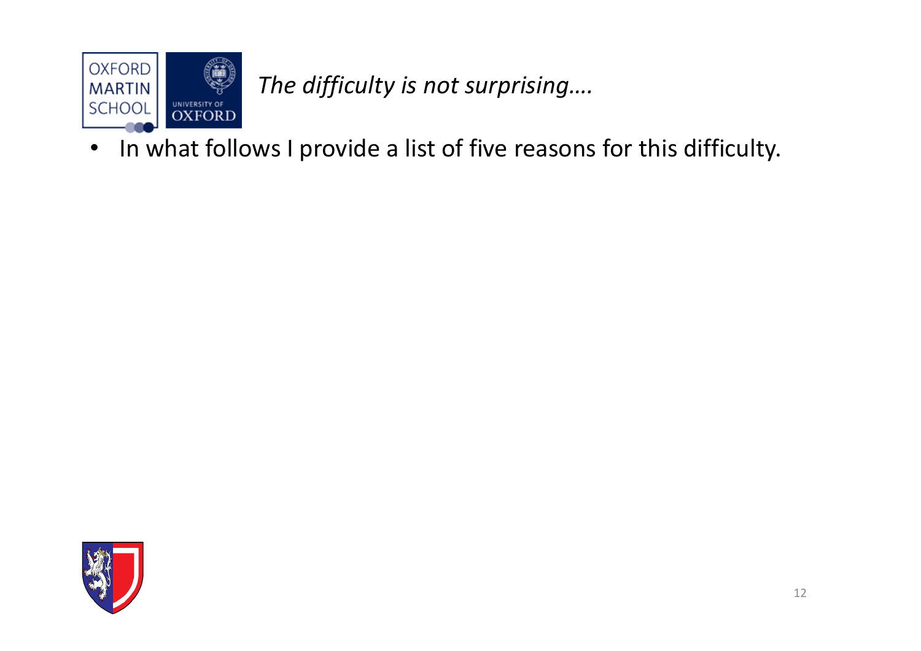## *The difficulty is not surprising….*

- In what follows I provide a list of five reasons for this difficulty.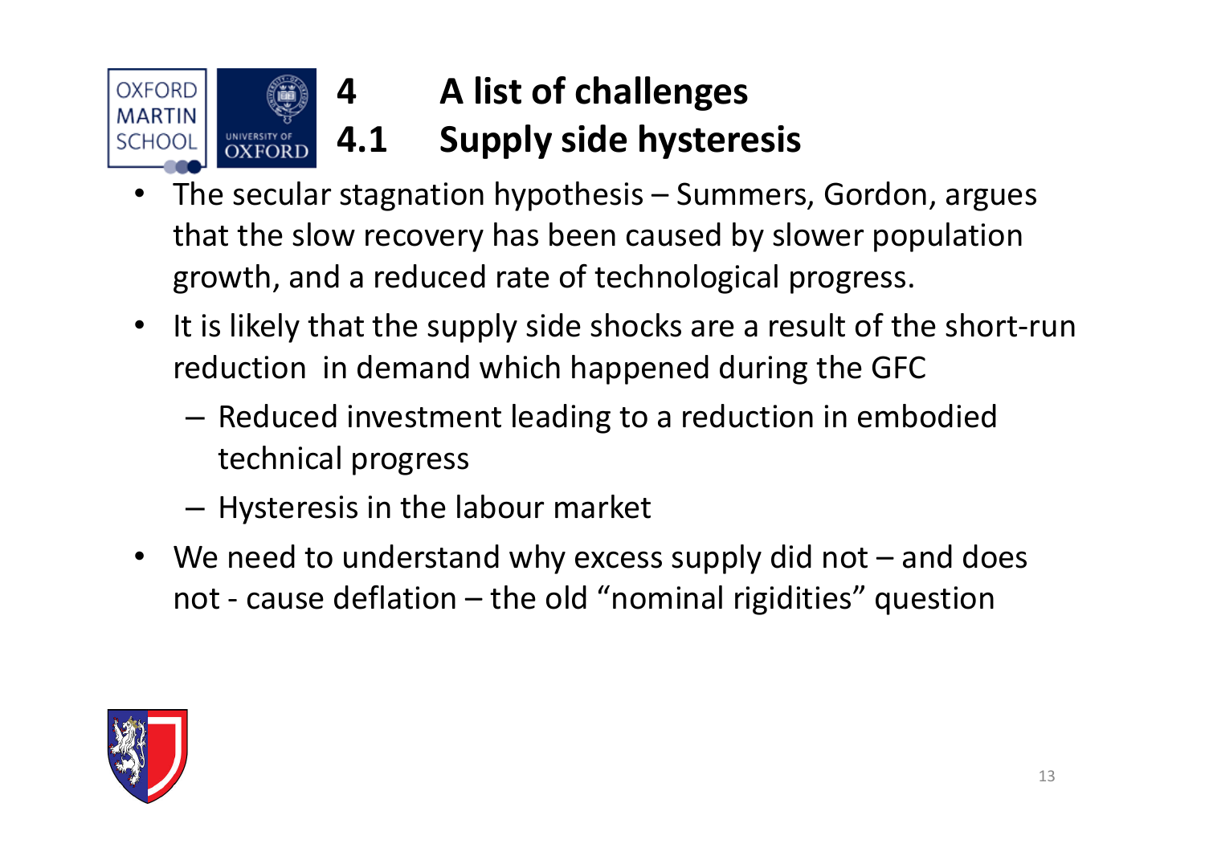# 4 A list of challenges

## 4.1 Supply side hysteresis

- The secular stagnation hypothesis – Summers, Gordon, argues that the slow recovery has been caused by slower population growth, and a reduced rate of technological progress.
- It is likely that the supply side shocks are a result of the short-run reduction in demand which happened during the GFC
  - Reduced investment leading to a reduction in embodied technical progress
  - Hysteresis in the labour market
- We need to understand why excess supply did not – and does not - cause deflation – the old "nominal rigidities" question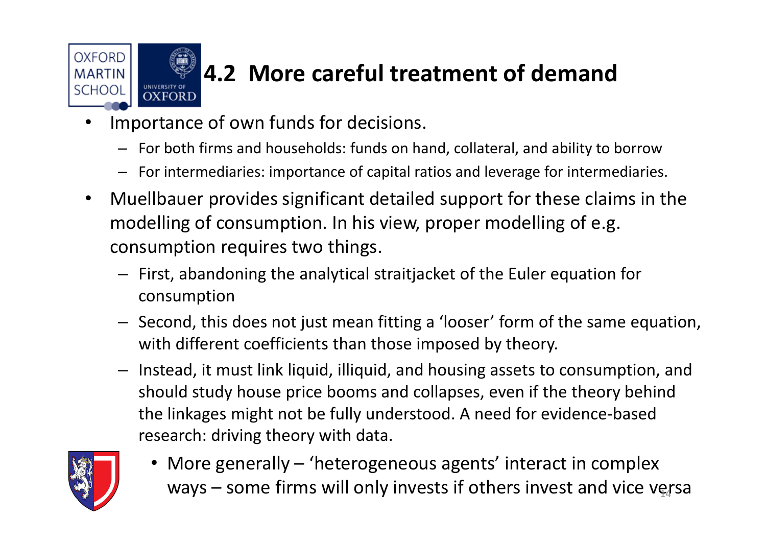## 4.2 More careful treatment of demand

- Importance of own funds for decisions.
  - For both firms and households: funds on hand, collateral, and ability to borrow
  - For intermediaries: importance of capital ratios and leverage for intermediaries.
- Muellbauer provides significant detailed support for these claims in the modelling of consumption. In his view, proper modelling of e.g. consumption requires two things.
  - First, abandoning the analytical straitjacket of the Euler equation for consumption
  - Second, this does not just mean fitting a 'looser' form of the same equation, with different coefficients than those imposed by theory.
  - Instead, it must link liquid, illiquid, and housing assets to consumption, and should study house price booms and collapses, even if the theory behind the linkages might not be fully understood. A need for evidence-based research: driving theory with data.
    - More generally – 'heterogeneous agents' interact in complex ways – some firms will only invests if others invest and vice versa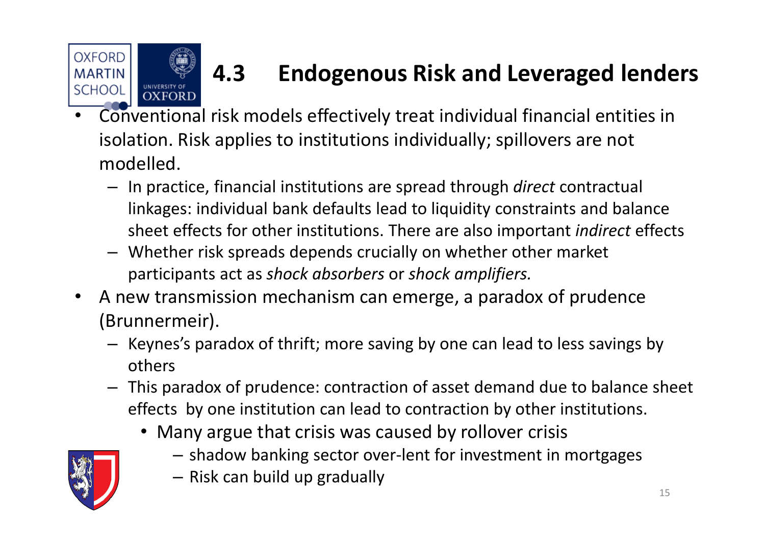## 4.3 Endogenous Risk and Leveraged lenders

- Conventional risk models effectively treat individual financial entities in isolation. Risk applies to institutions individually; spillovers are not modelled.
  - In practice, financial institutions are spread through *direct* contractual linkages: individual bank defaults lead to liquidity constraints and balance sheet effects for other institutions. There are also important *indirect* effects
  - Whether risk spreads depends crucially on whether other market participants act as *shock absorbers* or *shock amplifiers.*
- A new transmission mechanism can emerge, a paradox of prudence (Brunnermeir).
  - Keynes's paradox of thrift; more saving by one can lead to less savings by others
  - This paradox of prudence: contraction of asset demand due to balance sheet effects by one institution can lead to contraction by other institutions.
    - Many argue that crisis was caused by rollover crisis
      - shadow banking sector over-lent for investment in mortgages
      - Risk can build up gradually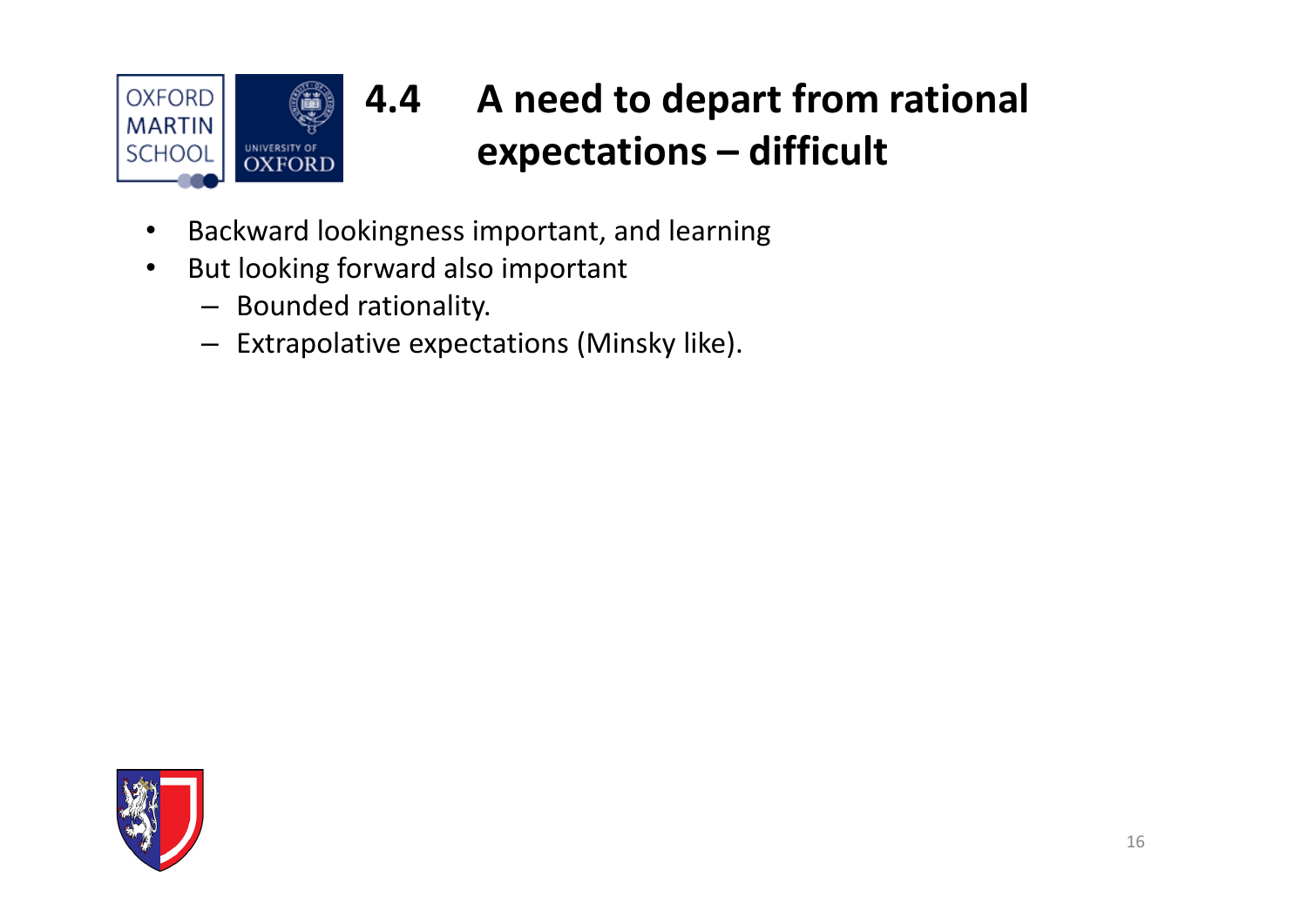# 4.4 A need to depart from rational expectations – difficult

- Backward lookingness important, and learning
- But looking forward also important
  - Bounded rationality.
  - Extrapolative expectations (Minsky like).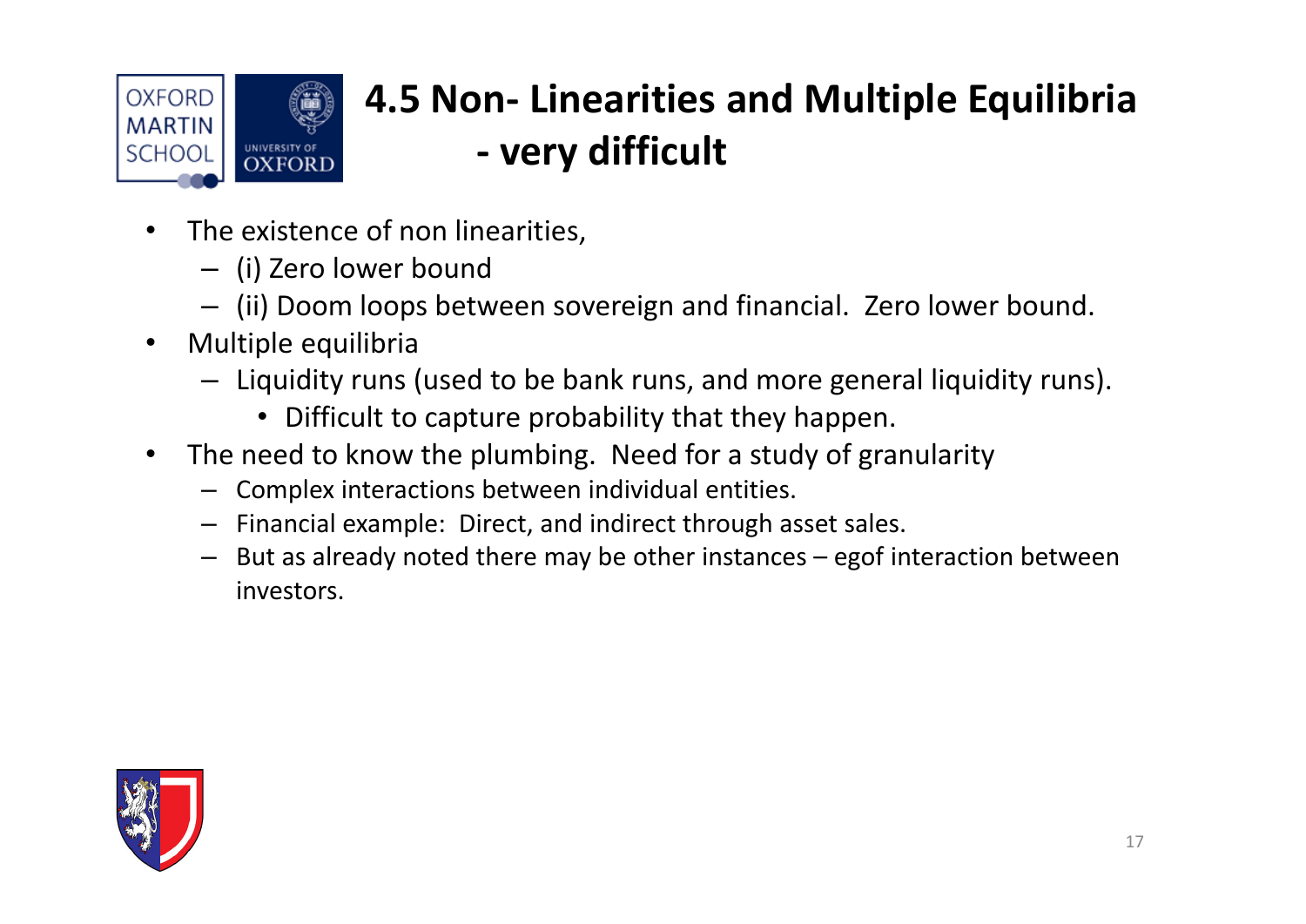# 4.5 Non- Linearities and Multiple Equilibria - very difficult

- The existence of non linearities,
  - (i) Zero lower bound
  - (ii) Doom loops between sovereign and financial. Zero lower bound.
- Multiple equilibria
  - Liquidity runs (used to be bank runs, and more general liquidity runs).
    - Difficult to capture probability that they happen.
- The need to know the plumbing. Need for a study of granularity
  - Complex interactions between individual entities.
  - Financial example: Direct, and indirect through asset sales.
  - But as already noted there may be other instances – egof interaction between investors.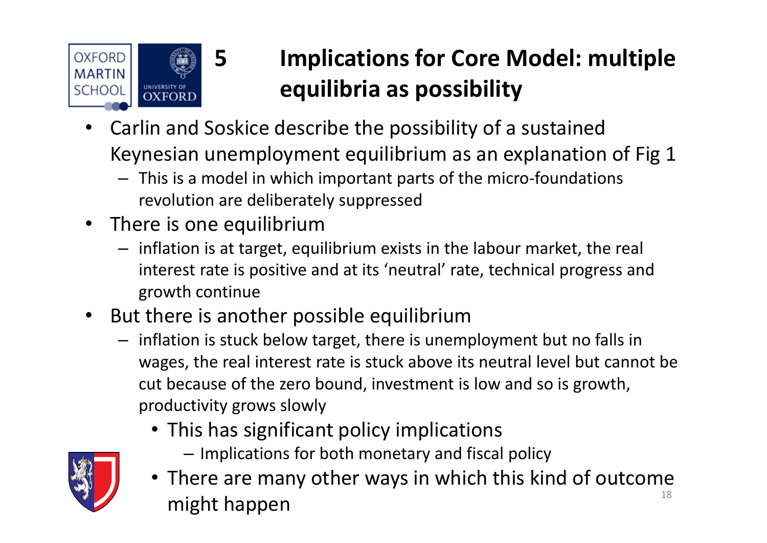# 5 Implications for Core Model: multiple equilibria as possibility

- Carlin and Soskice describe the possibility of a sustained Keynesian unemployment equilibrium as an explanation of Fig 1
  - This is a model in which important parts of the micro-foundations revolution are deliberately suppressed
- There is one equilibrium
  - inflation is at target, equilibrium exists in the labour market, the real interest rate is positive and at its 'neutral' rate, technical progress and growth continue
- But there is another possible equilibrium
  - inflation is stuck below target, there is unemployment but no falls in wages, the real interest rate is stuck above its neutral level but cannot be cut because of the zero bound, investment is low and so is growth, productivity grows slowly
    - This has significant policy implications
      - Implications for both monetary and fiscal policy
    - There are many other ways in which this kind of outcome might happen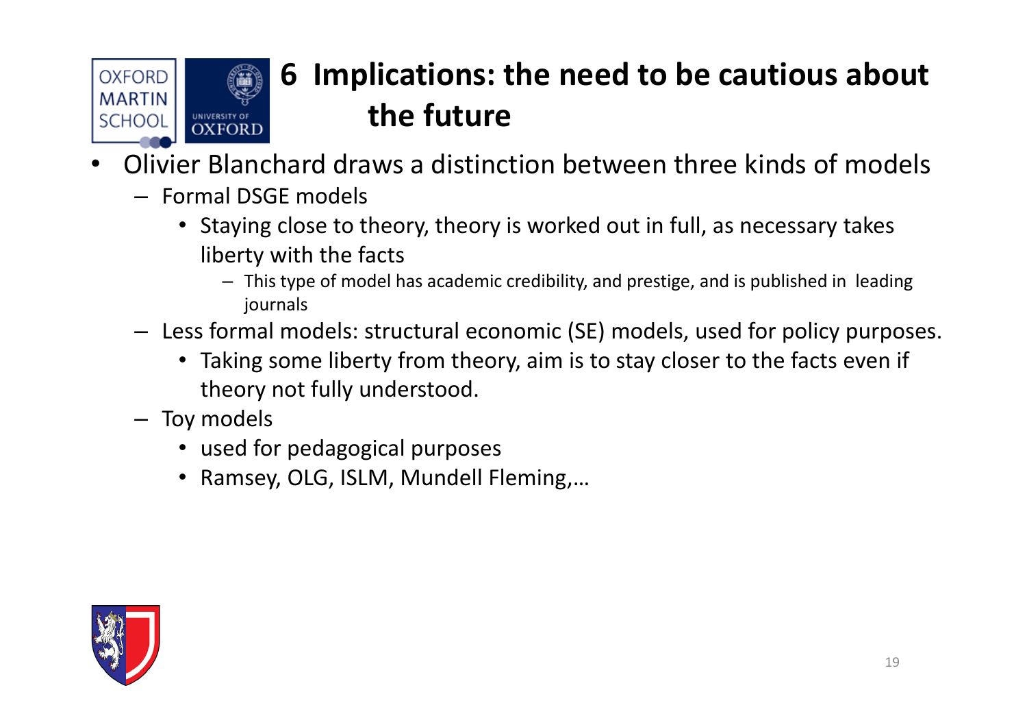# 6 Implications: the need to be cautious about the future

- Olivier Blanchard draws a distinction between three kinds of models
  - Formal DSGE models
    - Staying close to theory, theory is worked out in full, as necessary takes liberty with the facts
      - This type of model has academic credibility, and prestige, and is published in leading journals
  - Less formal models: structural economic (SE) models, used for policy purposes.
    - Taking some liberty from theory, aim is to stay closer to the facts even if theory not fully understood.
  - Toy models
    - used for pedagogical purposes
    - Ramsey, OLG, ISLM, Mundell Fleming,…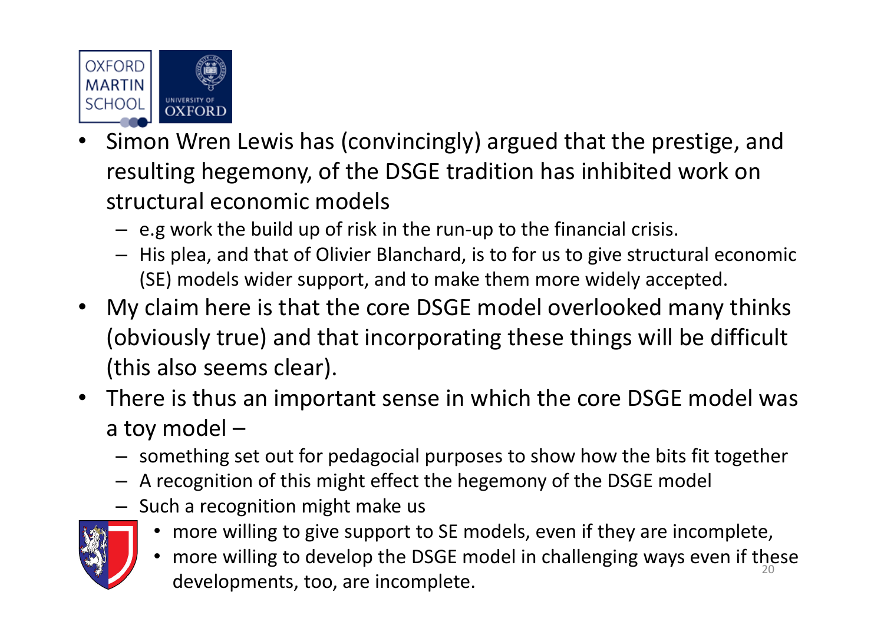- Simon Wren Lewis has (convincingly) argued that the prestige, and resulting hegemony, of the DSGE tradition has inhibited work on structural economic models
  - e.g work the build up of risk in the run-up to the financial crisis.
  - His plea, and that of Olivier Blanchard, is to for us to give structural economic (SE) models wider support, and to make them more widely accepted.
- My claim here is that the core DSGE model overlooked many thinks (obviously true) and that incorporating these things will be difficult (this also seems clear).
- There is thus an important sense in which the core DSGE model was a toy model –
  - something set out for pedagocial purposes to show how the bits fit together
  - A recognition of this might effect the hegemony of the DSGE model
  - Such a recognition might make us
    - more willing to give support to SE models, even if they are incomplete,
    - more willing to develop the DSGE model in challenging ways even if these developments, too, are incomplete.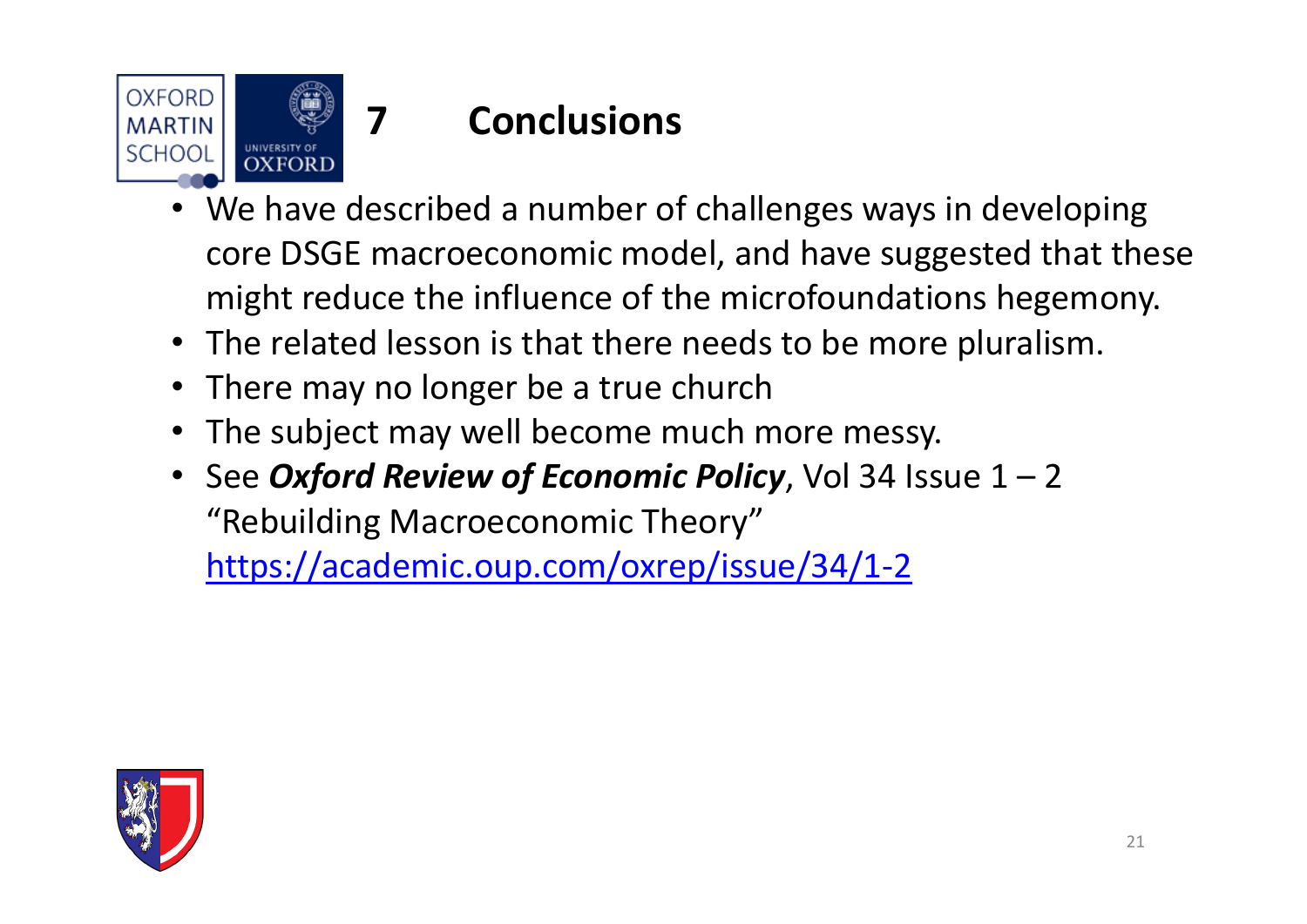# 7 Conclusions

- We have described a number of challenges ways in developing core DSGE macroeconomic model, and have suggested that these might reduce the influence of the microfoundations hegemony.
- The related lesson is that there needs to be more pluralism.
- There may no longer be a true church
- The subject may well become much more messy.
- See ***Oxford Review of Economic Policy***, Vol 34 Issue 1 – 2 "Rebuilding Macroeconomic Theory" https://academic.oup.com/oxrep/issue/34/1-2